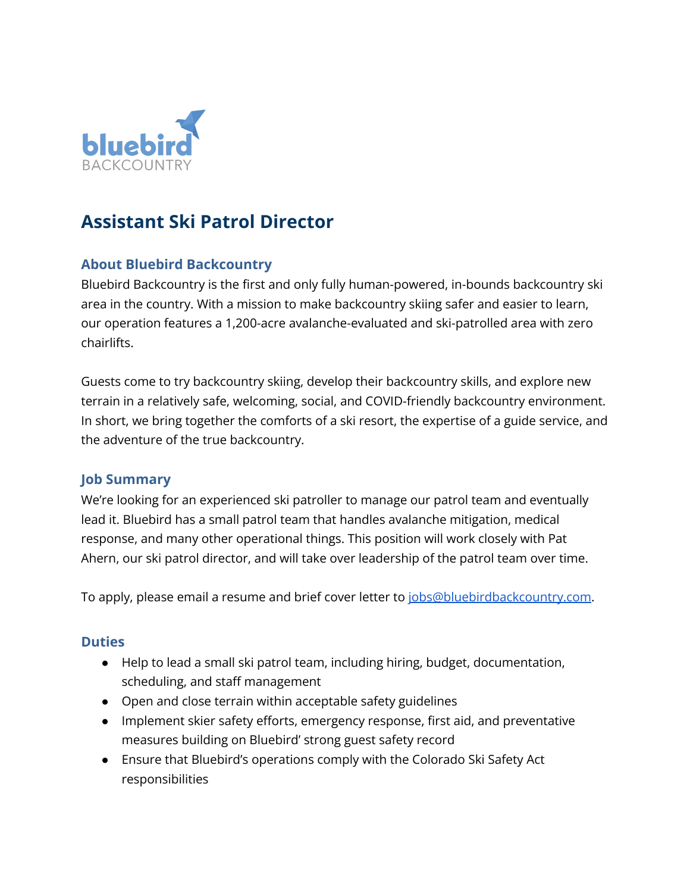bluebird
BACKCOUNTRY

# Assistant Ski Patrol Director

## About Bluebird Backcountry

Bluebird Backcountry is the first and only fully human-powered, in-bounds backcountry ski area in the country. With a mission to make backcountry skiing safer and easier to learn, our operation features a 1,200-acre avalanche-evaluated and ski-patrolled area with zero chairlifts.

Guests come to try backcountry skiing, develop their backcountry skills, and explore new terrain in a relatively safe, welcoming, social, and COVID-friendly backcountry environment. In short, we bring together the comforts of a ski resort, the expertise of a guide service, and the adventure of the true backcountry.

## Job Summary

We're looking for an experienced ski patroller to manage our patrol team and eventually lead it. Bluebird has a small patrol team that handles avalanche mitigation, medical response, and many other operational things. This position will work closely with Pat Ahern, our ski patrol director, and will take over leadership of the patrol team over time.

To apply, please email a resume and brief cover letter to [jobs@bluebirdbackcountry.com](mailto:jobs@bluebirdbackcountry.com).

## Duties

- Help to lead a small ski patrol team, including hiring, budget, documentation, scheduling, and staff management
- Open and close terrain within acceptable safety guidelines
- Implement skier safety efforts, emergency response, first aid, and preventative measures building on Bluebird' strong guest safety record
- Ensure that Bluebird's operations comply with the Colorado Ski Safety Act responsibilities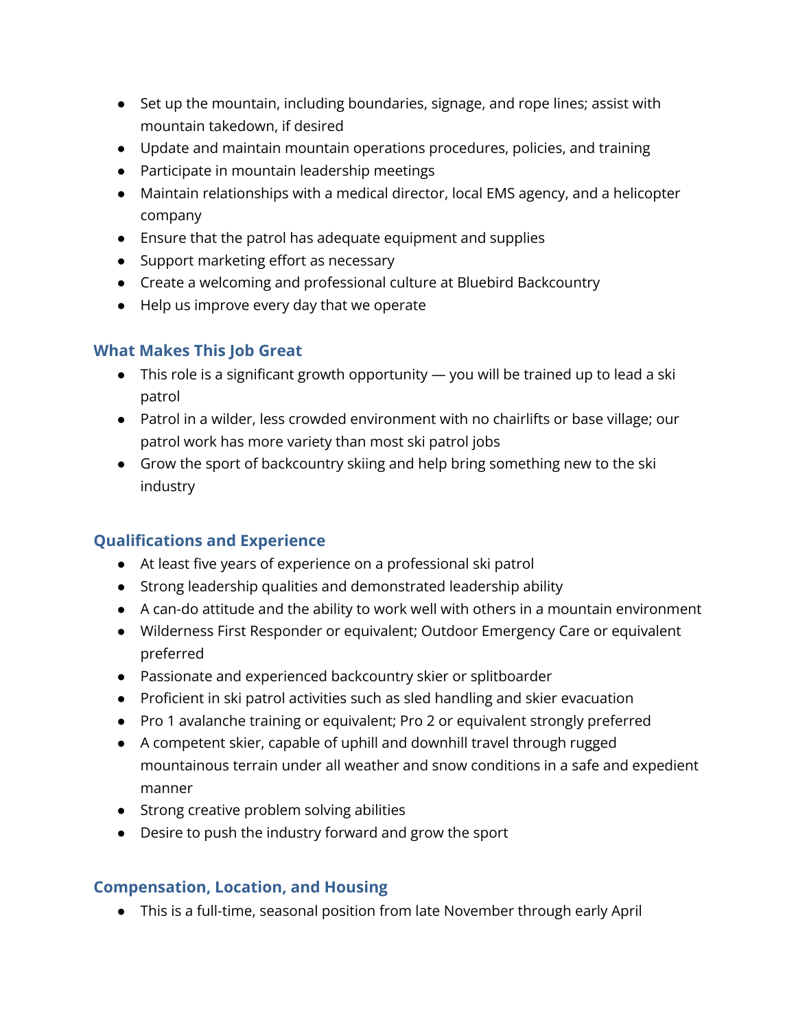- Set up the mountain, including boundaries, signage, and rope lines; assist with mountain takedown, if desired
- Update and maintain mountain operations procedures, policies, and training
- Participate in mountain leadership meetings
- Maintain relationships with a medical director, local EMS agency, and a helicopter company
- Ensure that the patrol has adequate equipment and supplies
- Support marketing effort as necessary
- Create a welcoming and professional culture at Bluebird Backcountry
- Help us improve every day that we operate

### What Makes This Job Great

- This role is a significant growth opportunity — you will be trained up to lead a ski patrol
- Patrol in a wilder, less crowded environment with no chairlifts or base village; our patrol work has more variety than most ski patrol jobs
- Grow the sport of backcountry skiing and help bring something new to the ski industry

### Qualifications and Experience

- At least five years of experience on a professional ski patrol
- Strong leadership qualities and demonstrated leadership ability
- A can-do attitude and the ability to work well with others in a mountain environment
- Wilderness First Responder or equivalent; Outdoor Emergency Care or equivalent preferred
- Passionate and experienced backcountry skier or splitboarder
- Proficient in ski patrol activities such as sled handling and skier evacuation
- Pro 1 avalanche training or equivalent; Pro 2 or equivalent strongly preferred
- A competent skier, capable of uphill and downhill travel through rugged mountainous terrain under all weather and snow conditions in a safe and expedient manner
- Strong creative problem solving abilities
- Desire to push the industry forward and grow the sport

### Compensation, Location, and Housing

- This is a full-time, seasonal position from late November through early April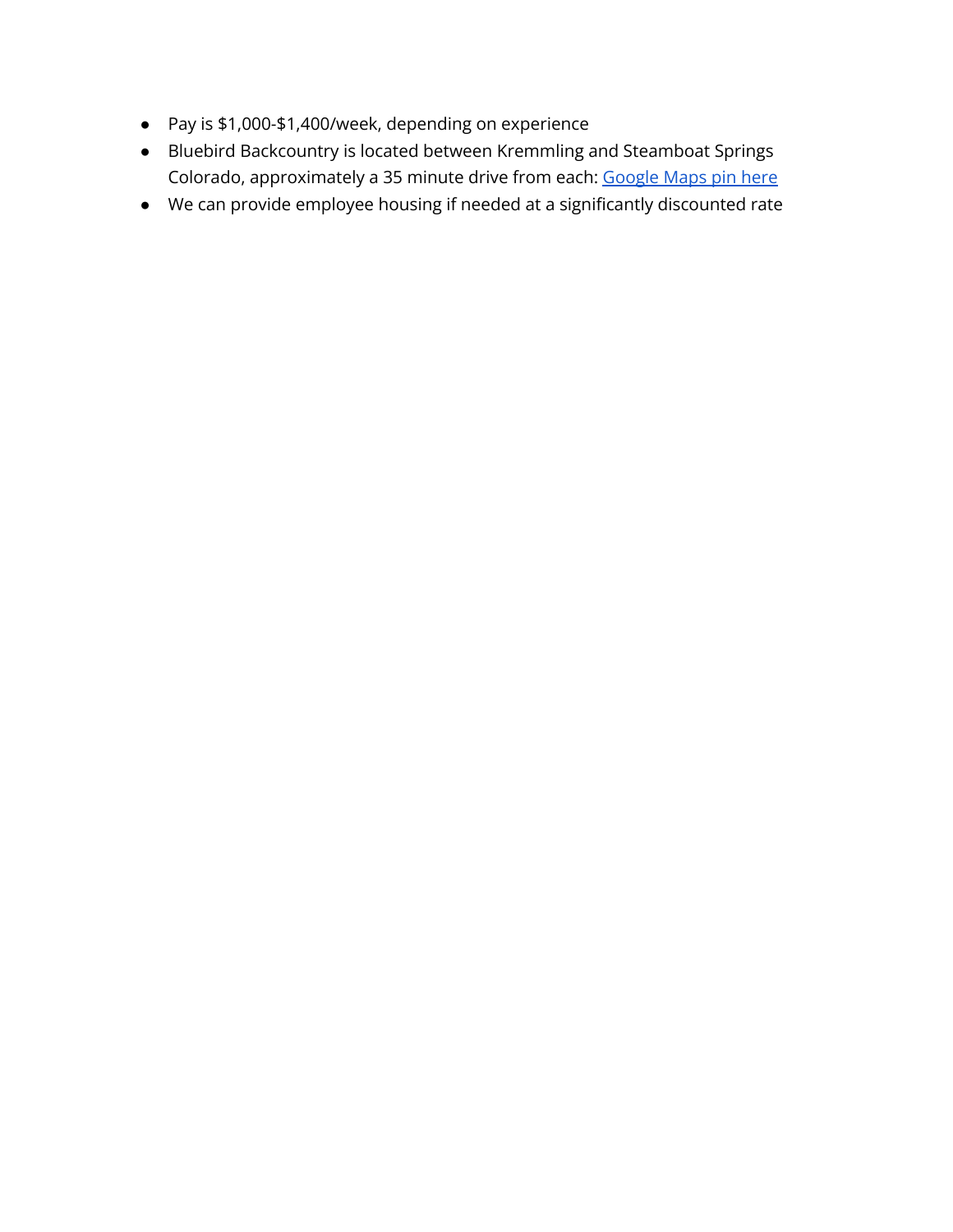- Pay is $1,000-$1,400/week, depending on experience
- Bluebird Backcountry is located between Kremmling and Steamboat Springs Colorado, approximately a 35 minute drive from each: Google Maps pin here
- We can provide employee housing if needed at a significantly discounted rate